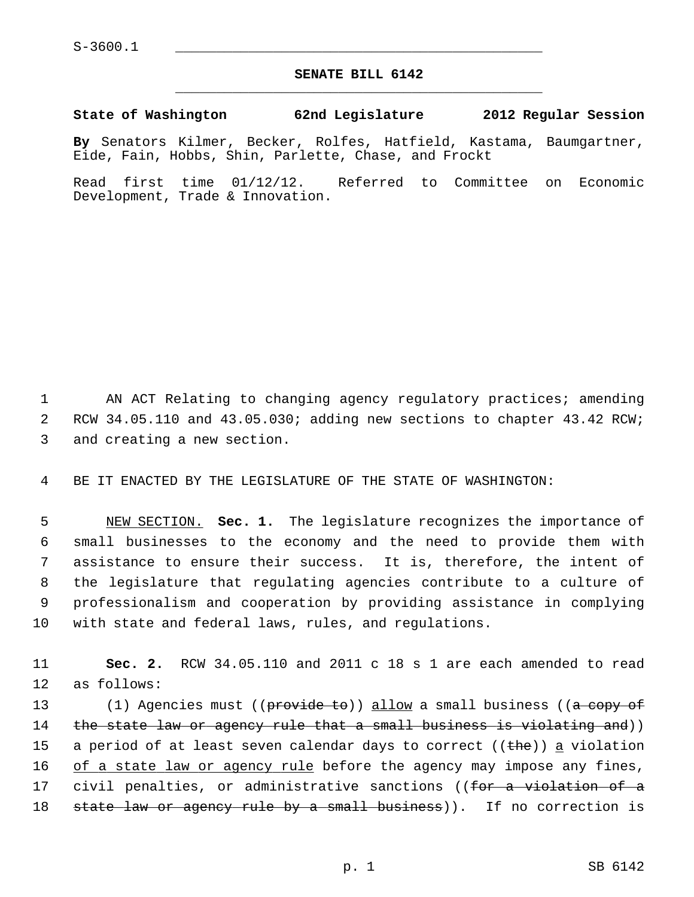S-3600.1

## SENATE BILL 6142

**State of Washington 62nd Legislature 2012 Regular Session**

**By** Senators Kilmer, Becker, Rolfes, Hatfield, Kastama, Baumgartner, Eide, Fain, Hobbs, Shin, Parlette, Chase, and Frockt

Read first time 01/12/12. Referred to Committee on Economic Development, Trade & Innovation.

AN ACT Relating to changing agency regulatory practices; amending RCW 34.05.110 and 43.05.030; adding new sections to chapter 43.42 RCW; and creating a new section.

BE IT ENACTED BY THE LEGISLATURE OF THE STATE OF WASHINGTON:

NEW SECTION. **Sec. 1.** The legislature recognizes the importance of small businesses to the economy and the need to provide them with assistance to ensure their success. It is, therefore, the intent of the legislature that regulating agencies contribute to a culture of professionalism and cooperation by providing assistance in complying with state and federal laws, rules, and regulations.

**Sec. 2.** RCW 34.05.110 and 2011 c 18 s 1 are each amended to read as follows:

(1) Agencies must ((~~provide to~~)) allow a small business ((~~a copy of the state law or agency rule that a small business is violating and~~)) a period of at least seven calendar days to correct ((~~the~~)) a violation of a state law or agency rule before the agency may impose any fines, civil penalties, or administrative sanctions ((~~for a violation of a state law or agency rule by a small business~~)). If no correction is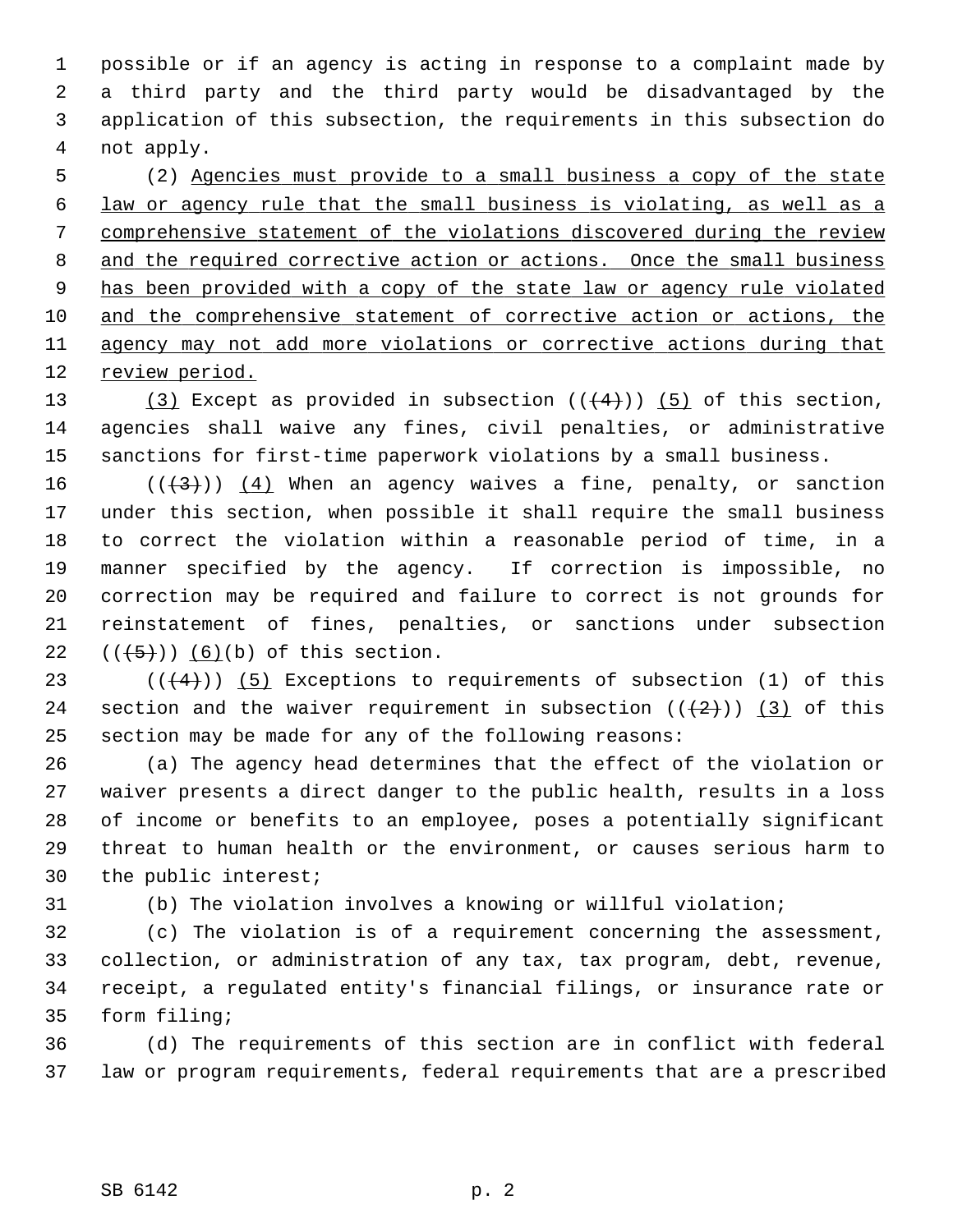possible or if an agency is acting in response to a complaint made by a third party and the third party would be disadvantaged by the application of this subsection, the requirements in this subsection do not apply.

(2) Agencies must provide to a small business a copy of the state law or agency rule that the small business is violating, as well as a comprehensive statement of the violations discovered during the review and the required corrective action or actions. Once the small business has been provided with a copy of the state law or agency rule violated and the comprehensive statement of corrective action or actions, the agency may not add more violations or corrective actions during that review period.

(3) Except as provided in subsection ((~~(4)~~)) (5) of this section, agencies shall waive any fines, civil penalties, or administrative sanctions for first-time paperwork violations by a small business.

((~~(3)~~)) (4) When an agency waives a fine, penalty, or sanction under this section, when possible it shall require the small business to correct the violation within a reasonable period of time, in a manner specified by the agency. If correction is impossible, no correction may be required and failure to correct is not grounds for reinstatement of fines, penalties, or sanctions under subsection ((~~(5)~~)) (6)(b) of this section.

((~~(4)~~)) (5) Exceptions to requirements of subsection (1) of this section and the waiver requirement in subsection ((~~(2)~~)) (3) of this section may be made for any of the following reasons:

(a) The agency head determines that the effect of the violation or waiver presents a direct danger to the public health, results in a loss of income or benefits to an employee, poses a potentially significant threat to human health or the environment, or causes serious harm to the public interest;

(b) The violation involves a knowing or willful violation;

(c) The violation is of a requirement concerning the assessment, collection, or administration of any tax, tax program, debt, revenue, receipt, a regulated entity's financial filings, or insurance rate or form filing;

(d) The requirements of this section are in conflict with federal law or program requirements, federal requirements that are a prescribed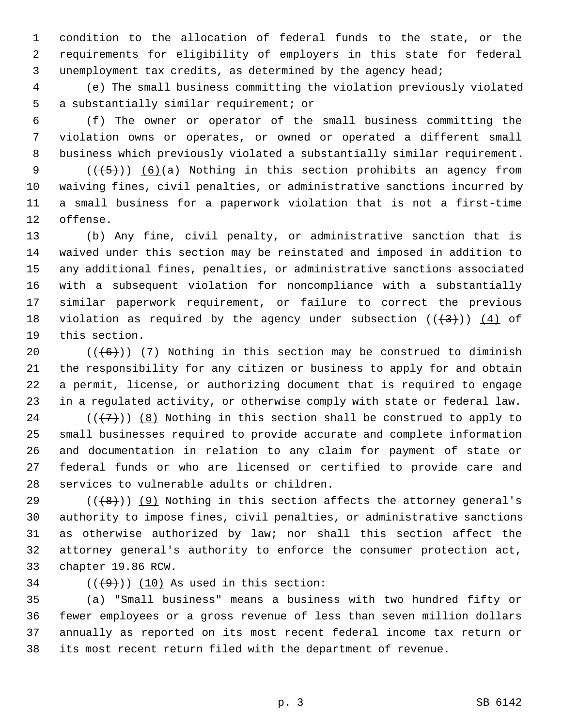condition to the allocation of federal funds to the state, or the requirements for eligibility of employers in this state for federal unemployment tax credits, as determined by the agency head;

(e) The small business committing the violation previously violated a substantially similar requirement; or

(f) The owner or operator of the small business committing the violation owns or operates, or owned or operated a different small business which previously violated a substantially similar requirement.

((~~(5)~~)) (6)(a) Nothing in this section prohibits an agency from waiving fines, civil penalties, or administrative sanctions incurred by a small business for a paperwork violation that is not a first-time offense.

(b) Any fine, civil penalty, or administrative sanction that is waived under this section may be reinstated and imposed in addition to any additional fines, penalties, or administrative sanctions associated with a subsequent violation for noncompliance with a substantially similar paperwork requirement, or failure to correct the previous violation as required by the agency under subsection ((~~(3)~~)) (4) of this section.

((~~(6)~~)) (7) Nothing in this section may be construed to diminish the responsibility for any citizen or business to apply for and obtain a permit, license, or authorizing document that is required to engage in a regulated activity, or otherwise comply with state or federal law.

((~~(7)~~)) (8) Nothing in this section shall be construed to apply to small businesses required to provide accurate and complete information and documentation in relation to any claim for payment of state or federal funds or who are licensed or certified to provide care and services to vulnerable adults or children.

((~~(8)~~)) (9) Nothing in this section affects the attorney general's authority to impose fines, civil penalties, or administrative sanctions as otherwise authorized by law; nor shall this section affect the attorney general's authority to enforce the consumer protection act, chapter 19.86 RCW.

((~~(9)~~)) (10) As used in this section:

(a) "Small business" means a business with two hundred fifty or fewer employees or a gross revenue of less than seven million dollars annually as reported on its most recent federal income tax return or its most recent return filed with the department of revenue.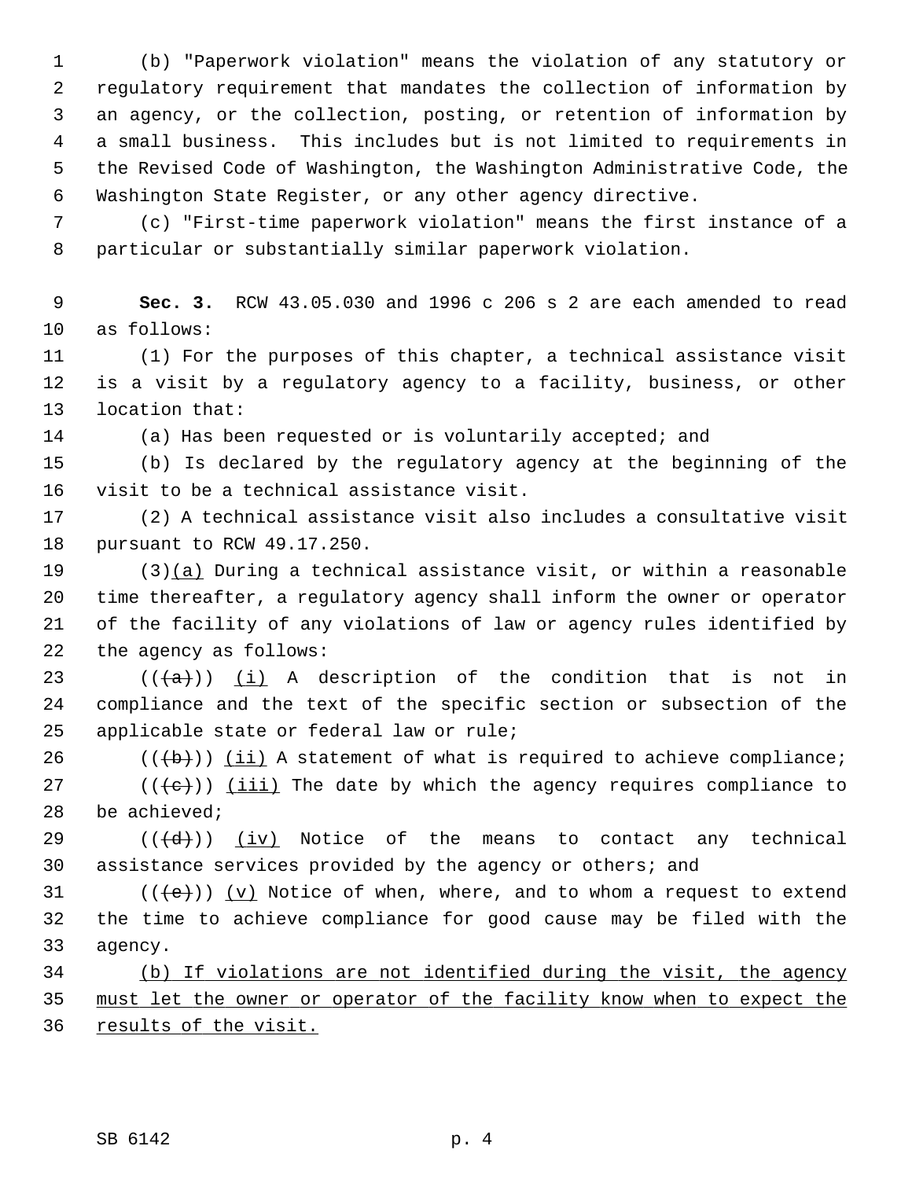(b) "Paperwork violation" means the violation of any statutory or regulatory requirement that mandates the collection of information by an agency, or the collection, posting, or retention of information by a small business. This includes but is not limited to requirements in the Revised Code of Washington, the Washington Administrative Code, the Washington State Register, or any other agency directive.

(c) "First-time paperwork violation" means the first instance of a particular or substantially similar paperwork violation.

**Sec. 3.** RCW 43.05.030 and 1996 c 206 s 2 are each amended to read as follows:

(1) For the purposes of this chapter, a technical assistance visit is a visit by a regulatory agency to a facility, business, or other location that:

(a) Has been requested or is voluntarily accepted; and

(b) Is declared by the regulatory agency at the beginning of the visit to be a technical assistance visit.

(2) A technical assistance visit also includes a consultative visit pursuant to RCW 49.17.250.

(3)<u>(a)</u> During a technical assistance visit, or within a reasonable time thereafter, a regulatory agency shall inform the owner or operator of the facility of any violations of law or agency rules identified by the agency as follows:

((~~(a)~~)) <u>(i)</u> A description of the condition that is not in compliance and the text of the specific section or subsection of the applicable state or federal law or rule;

((~~(b)~~)) <u>(ii)</u> A statement of what is required to achieve compliance;

((~~(c)~~)) <u>(iii)</u> The date by which the agency requires compliance to be achieved;

((~~(d)~~)) <u>(iv)</u> Notice of the means to contact any technical assistance services provided by the agency or others; and

((~~(e)~~)) <u>(v)</u> Notice of when, where, and to whom a request to extend the time to achieve compliance for good cause may be filed with the agency.

<u>(b) If violations are not identified during the visit, the agency must let the owner or operator of the facility know when to expect the results of the visit.</u>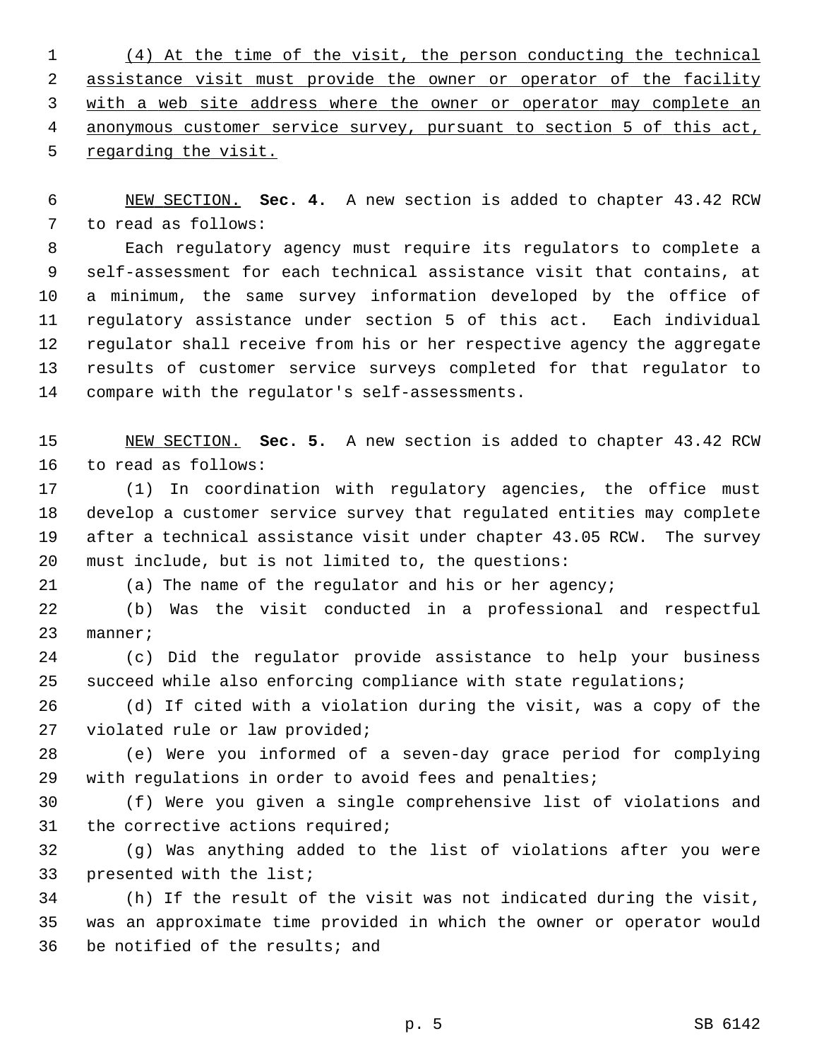(4) At the time of the visit, the person conducting the technical assistance visit must provide the owner or operator of the facility with a web site address where the owner or operator may complete an anonymous customer service survey, pursuant to section 5 of this act, regarding the visit.

NEW SECTION. **Sec. 4.** A new section is added to chapter 43.42 RCW to read as follows:

Each regulatory agency must require its regulators to complete a self-assessment for each technical assistance visit that contains, at a minimum, the same survey information developed by the office of regulatory assistance under section 5 of this act. Each individual regulator shall receive from his or her respective agency the aggregate results of customer service surveys completed for that regulator to compare with the regulator's self-assessments.

NEW SECTION. **Sec. 5.** A new section is added to chapter 43.42 RCW to read as follows:

(1) In coordination with regulatory agencies, the office must develop a customer service survey that regulated entities may complete after a technical assistance visit under chapter 43.05 RCW. The survey must include, but is not limited to, the questions:

(a) The name of the regulator and his or her agency;

(b) Was the visit conducted in a professional and respectful manner;

(c) Did the regulator provide assistance to help your business succeed while also enforcing compliance with state regulations;

(d) If cited with a violation during the visit, was a copy of the violated rule or law provided;

(e) Were you informed of a seven-day grace period for complying with regulations in order to avoid fees and penalties;

(f) Were you given a single comprehensive list of violations and the corrective actions required;

(g) Was anything added to the list of violations after you were presented with the list;

(h) If the result of the visit was not indicated during the visit, was an approximate time provided in which the owner or operator would be notified of the results; and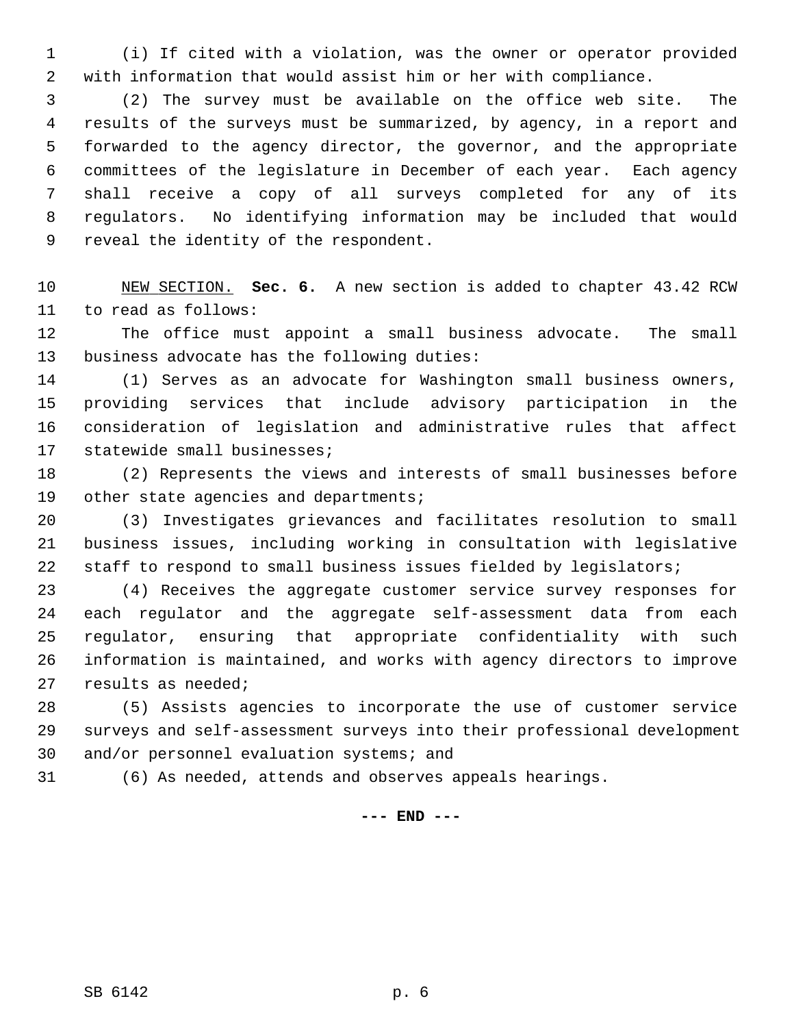(i) If cited with a violation, was the owner or operator provided with information that would assist him or her with compliance.

(2) The survey must be available on the office web site. The results of the surveys must be summarized, by agency, in a report and forwarded to the agency director, the governor, and the appropriate committees of the legislature in December of each year. Each agency shall receive a copy of all surveys completed for any of its regulators. No identifying information may be included that would reveal the identity of the respondent.

NEW SECTION. **Sec. 6.** A new section is added to chapter 43.42 RCW to read as follows:

The office must appoint a small business advocate. The small business advocate has the following duties:

(1) Serves as an advocate for Washington small business owners, providing services that include advisory participation in the consideration of legislation and administrative rules that affect statewide small businesses;

(2) Represents the views and interests of small businesses before other state agencies and departments;

(3) Investigates grievances and facilitates resolution to small business issues, including working in consultation with legislative staff to respond to small business issues fielded by legislators;

(4) Receives the aggregate customer service survey responses for each regulator and the aggregate self-assessment data from each regulator, ensuring that appropriate confidentiality with such information is maintained, and works with agency directors to improve results as needed;

(5) Assists agencies to incorporate the use of customer service surveys and self-assessment surveys into their professional development and/or personnel evaluation systems; and

(6) As needed, attends and observes appeals hearings.

**--- END ---**